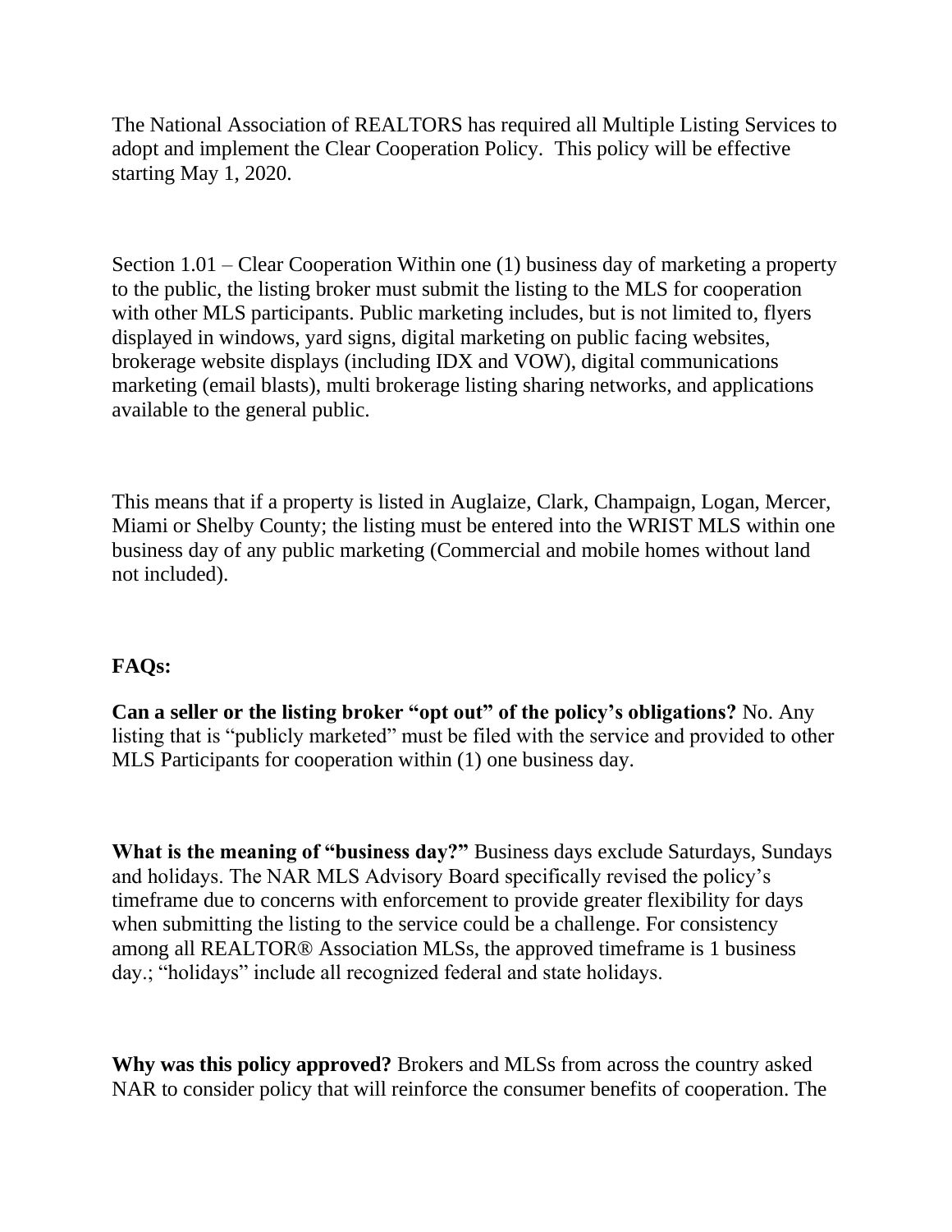The National Association of REALTORS has required all Multiple Listing Services to adopt and implement the Clear Cooperation Policy. This policy will be effective starting May 1, 2020.

Section 1.01 – Clear Cooperation Within one (1) business day of marketing a property to the public, the listing broker must submit the listing to the MLS for cooperation with other MLS participants. Public marketing includes, but is not limited to, flyers displayed in windows, yard signs, digital marketing on public facing websites, brokerage website displays (including IDX and VOW), digital communications marketing (email blasts), multi brokerage listing sharing networks, and applications available to the general public.

This means that if a property is listed in Auglaize, Clark, Champaign, Logan, Mercer, Miami or Shelby County; the listing must be entered into the WRIST MLS within one business day of any public marketing (Commercial and mobile homes without land not included).

**FAQs:**

**Can a seller or the listing broker "opt out" of the policy's obligations?** No. Any listing that is "publicly marketed" must be filed with the service and provided to other MLS Participants for cooperation within (1) one business day.

**What is the meaning of "business day?"** Business days exclude Saturdays, Sundays and holidays. The NAR MLS Advisory Board specifically revised the policy's timeframe due to concerns with enforcement to provide greater flexibility for days when submitting the listing to the service could be a challenge. For consistency among all REALTOR® Association MLSs, the approved timeframe is 1 business day.; "holidays" include all recognized federal and state holidays.

**Why was this policy approved?** Brokers and MLSs from across the country asked NAR to consider policy that will reinforce the consumer benefits of cooperation. The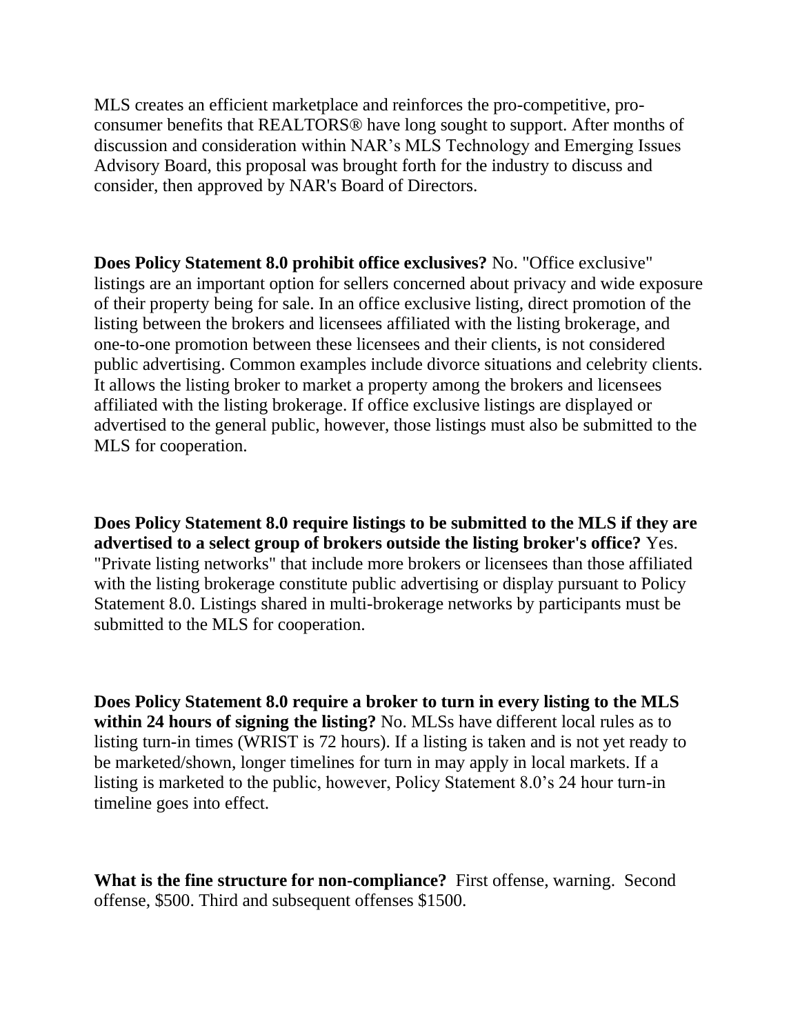MLS creates an efficient marketplace and reinforces the pro-competitive, pro-consumer benefits that REALTORS® have long sought to support. After months of discussion and consideration within NAR's MLS Technology and Emerging Issues Advisory Board, this proposal was brought forth for the industry to discuss and consider, then approved by NAR's Board of Directors.

**Does Policy Statement 8.0 prohibit office exclusives?** No. "Office exclusive" listings are an important option for sellers concerned about privacy and wide exposure of their property being for sale. In an office exclusive listing, direct promotion of the listing between the brokers and licensees affiliated with the listing brokerage, and one-to-one promotion between these licensees and their clients, is not considered public advertising. Common examples include divorce situations and celebrity clients. It allows the listing broker to market a property among the brokers and licensees affiliated with the listing brokerage. If office exclusive listings are displayed or advertised to the general public, however, those listings must also be submitted to the MLS for cooperation.

**Does Policy Statement 8.0 require listings to be submitted to the MLS if they are advertised to a select group of brokers outside the listing broker's office?** Yes. "Private listing networks" that include more brokers or licensees than those affiliated with the listing brokerage constitute public advertising or display pursuant to Policy Statement 8.0. Listings shared in multi-brokerage networks by participants must be submitted to the MLS for cooperation.

**Does Policy Statement 8.0 require a broker to turn in every listing to the MLS within 24 hours of signing the listing?** No. MLSs have different local rules as to listing turn-in times (WRIST is 72 hours). If a listing is taken and is not yet ready to be marketed/shown, longer timelines for turn in may apply in local markets. If a listing is marketed to the public, however, Policy Statement 8.0's 24 hour turn-in timeline goes into effect.

**What is the fine structure for non-compliance?** First offense, warning. Second offense, $500. Third and subsequent offenses $1500.